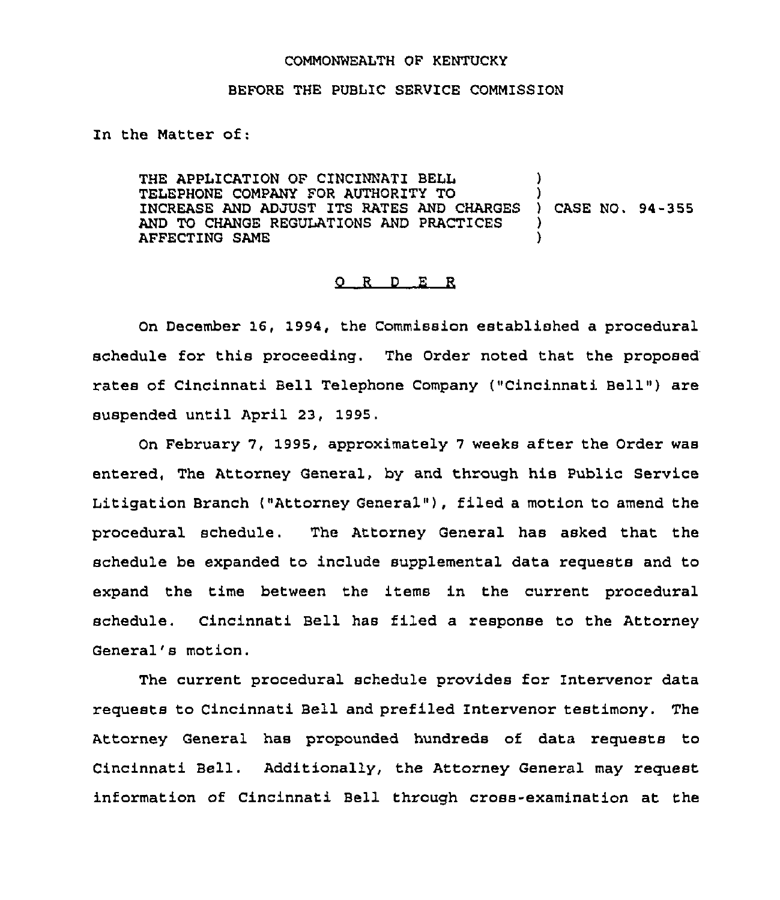COMMONWEALTH OF KENTUCKY

BEFORE THE PUBLIC SERVICE COMMISSION

In the Matter of:

THE APPLICATION OF CINCINNATI BELL TELEPHONE COMPANY FOR AUTHORITY TO INCREASE AND ADJUST ITS RATES AND CHARGES AND TO CHANGE REGULATIONS AND PRACTICES AFFECTING SAME ) CASE NO. 94-355

# O R D E R

On December 16, 1994, the Commission established a procedural schedule for this proceeding. The Order noted that the proposed rates of Cincinnati Bell Telephone Company ("Cincinnati Bell") are suspended until April 23, 1995.

On February 7, 1995, approximately 7 weeks after the Order was entered, The Attorney General, by and through his Public Service Litigation Branch ("Attorney General"), filed a motion to amend the procedural schedule. The Attorney General has asked that the schedule be expanded to include supplemental data requests and to expand the time between the items in the current procedural schedule. Cincinnati Bell has filed a response to the Attorney General's motion.

The current procedural schedule provides for Intervenor data requests to Cincinnati Bell and prefiled Intervenor testimony. The Attorney General has propounded hundreds of data requests to Cincinnati Bell. Additionally, the Attorney General may request information of Cincinnati Bell through cross-examination at the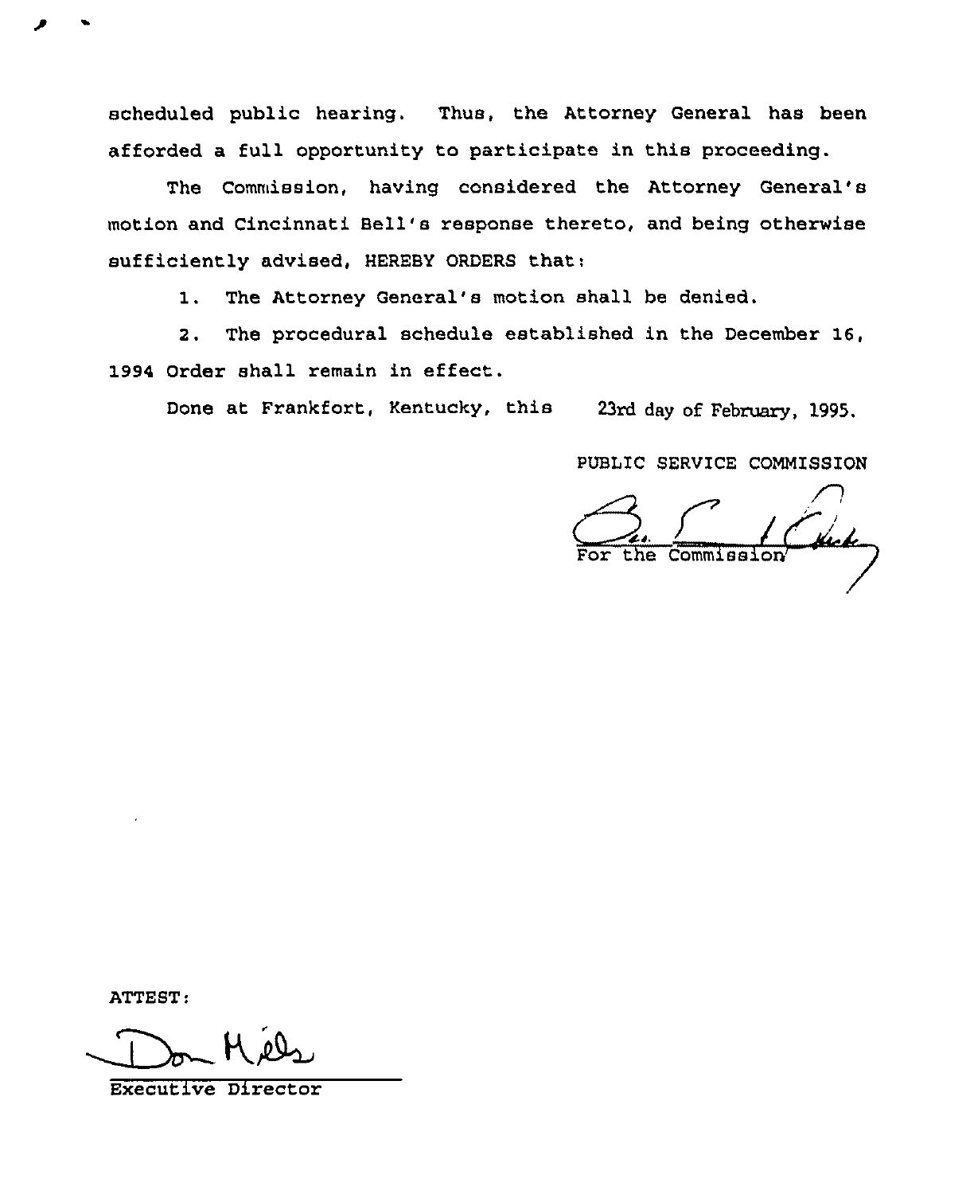scheduled public hearing. Thus, the Attorney General has been afforded a full opportunity to participate in this proceeding.

The Commission, having considered the Attorney General's motion and Cincinnati Bell's response thereto, and being otherwise sufficiently advised, HEREBY ORDERS that:

1. The Attorney General's motion shall be denied.

2. The procedural schedule established in the December 16, 1994 Order shall remain in effect.

Done at Frankfort, Kentucky, this 23rd day of February, 1995.

PUBLIC SERVICE COMMISSION

For the Commission

ATTEST:

Executive Director